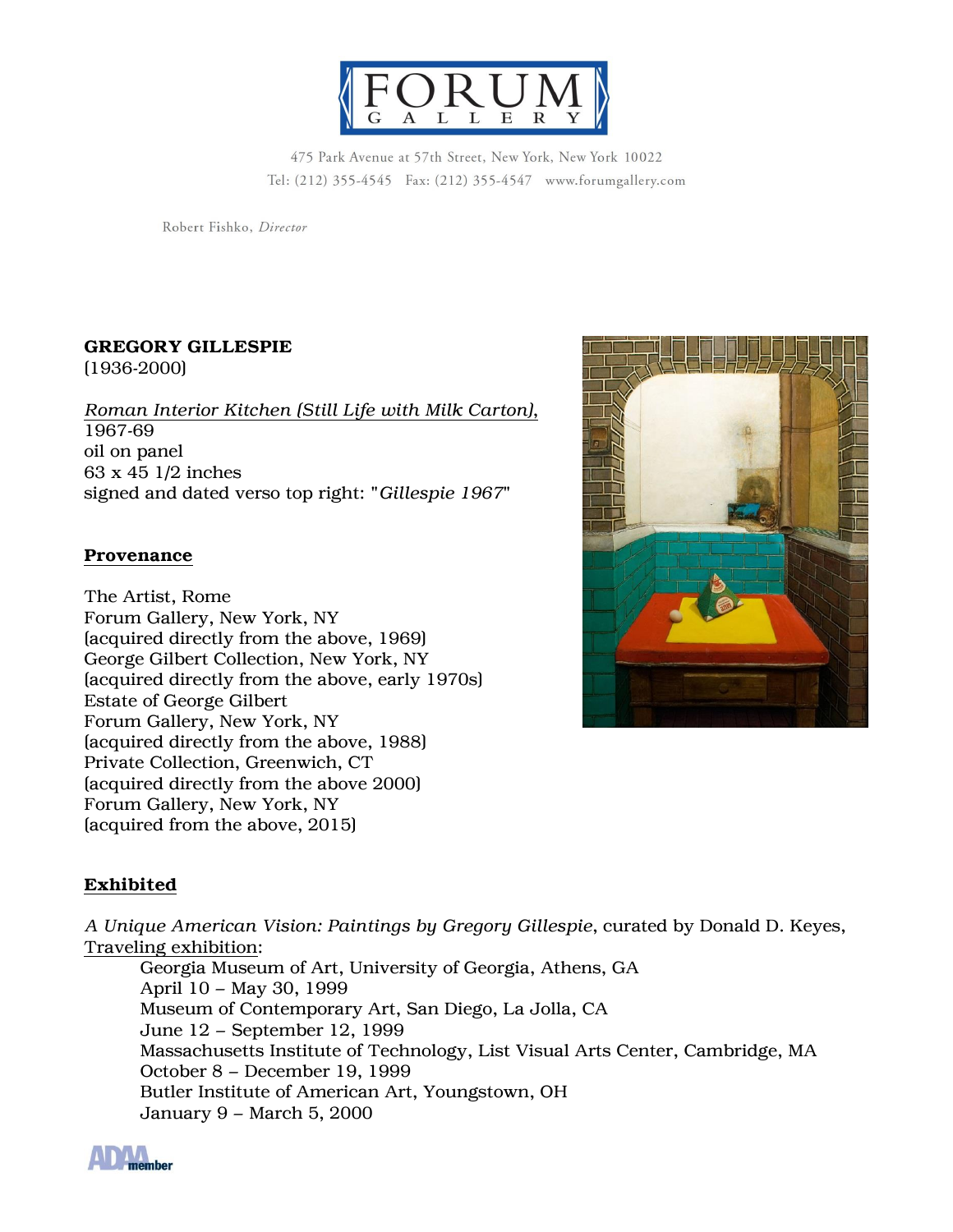FORUM GALLERY

475 Park Avenue at 57th Street, New York, New York 10022
Tel: (212) 355-4545 Fax: (212) 355-4547 www.forumgallery.com

Robert Fishko, *Director*

**GREGORY GILLESPIE**
(1936-2000)

*Roman Interior Kitchen (Still Life with Milk Carton)*,
1967-69
oil on panel
63 x 45 1/2 inches
signed and dated verso top right: "*Gillespie 1967*"

## Provenance

The Artist, Rome
Forum Gallery, New York, NY
(acquired directly from the above, 1969)
George Gilbert Collection, New York, NY
(acquired directly from the above, early 1970s)
Estate of George Gilbert
Forum Gallery, New York, NY
(acquired directly from the above, 1988)
Private Collection, Greenwich, CT
(acquired directly from the above 2000)
Forum Gallery, New York, NY
(acquired from the above, 2015)

## Exhibited

*A Unique American Vision: Paintings by Gregory Gillespie*, curated by Donald D. Keyes,
Traveling exhibition:

Georgia Museum of Art, University of Georgia, Athens, GA
April 10 – May 30, 1999
Museum of Contemporary Art, San Diego, La Jolla, CA
June 12 – September 12, 1999
Massachusetts Institute of Technology, List Visual Arts Center, Cambridge, MA
October 8 – December 19, 1999
Butler Institute of American Art, Youngstown, OH
January 9 – March 5, 2000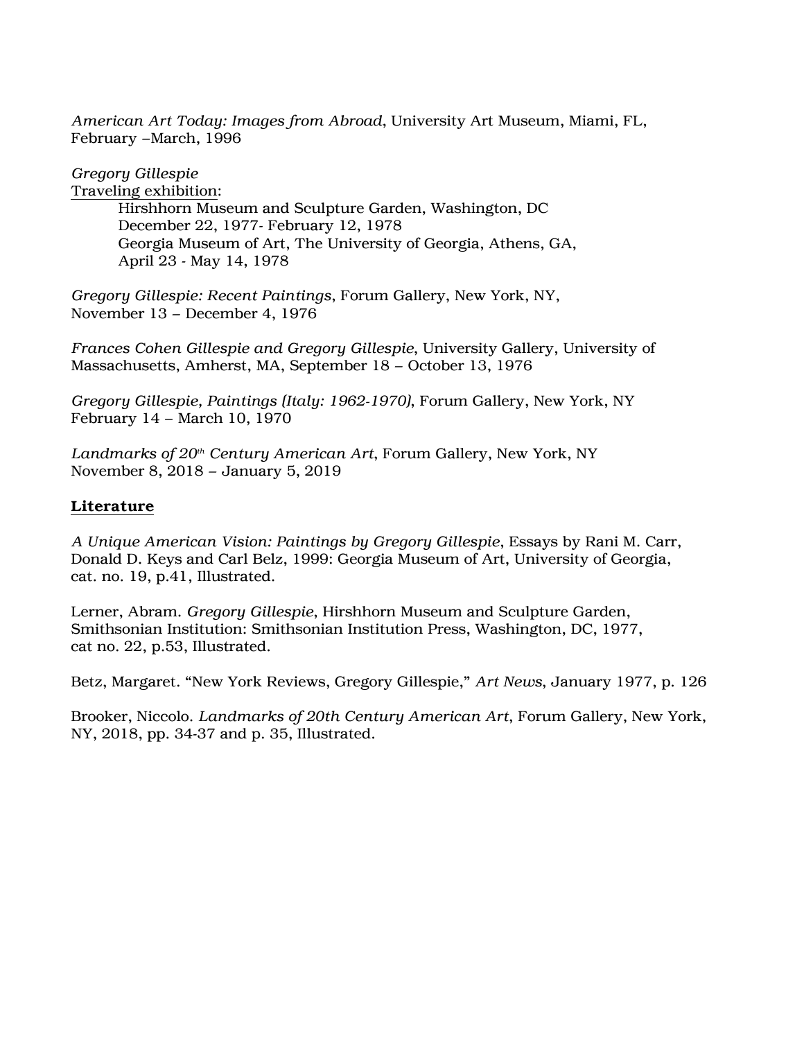*American Art Today: Images from Abroad*, University Art Museum, Miami, FL, February –March, 1996

*Gregory Gillespie*
Traveling exhibition:
    Hirshhorn Museum and Sculpture Garden, Washington, DC
    December 22, 1977- February 12, 1978
    Georgia Museum of Art, The University of Georgia, Athens, GA,
    April 23 - May 14, 1978

*Gregory Gillespie: Recent Paintings*, Forum Gallery, New York, NY,
November 13 – December 4, 1976

*Frances Cohen Gillespie and Gregory Gillespie*, University Gallery, University of Massachusetts, Amherst, MA, September 18 – October 13, 1976

*Gregory Gillespie, Paintings (Italy: 1962-1970)*, Forum Gallery, New York, NY
February 14 – March 10, 1970

*Landmarks of 20th Century American Art*, Forum Gallery, New York, NY
November 8, 2018 – January 5, 2019

## Literature

*A Unique American Vision: Paintings by Gregory Gillespie*, Essays by Rani M. Carr, Donald D. Keys and Carl Belz, 1999: Georgia Museum of Art, University of Georgia, cat. no. 19, p.41, Illustrated.

Lerner, Abram. *Gregory Gillespie*, Hirshhorn Museum and Sculpture Garden, Smithsonian Institution: Smithsonian Institution Press, Washington, DC, 1977, cat no. 22, p.53, Illustrated.

Betz, Margaret. "New York Reviews, Gregory Gillespie," *Art News*, January 1977, p. 126

Brooker, Niccolo. *Landmarks of 20th Century American Art*, Forum Gallery, New York, NY, 2018, pp. 34-37 and p. 35, Illustrated.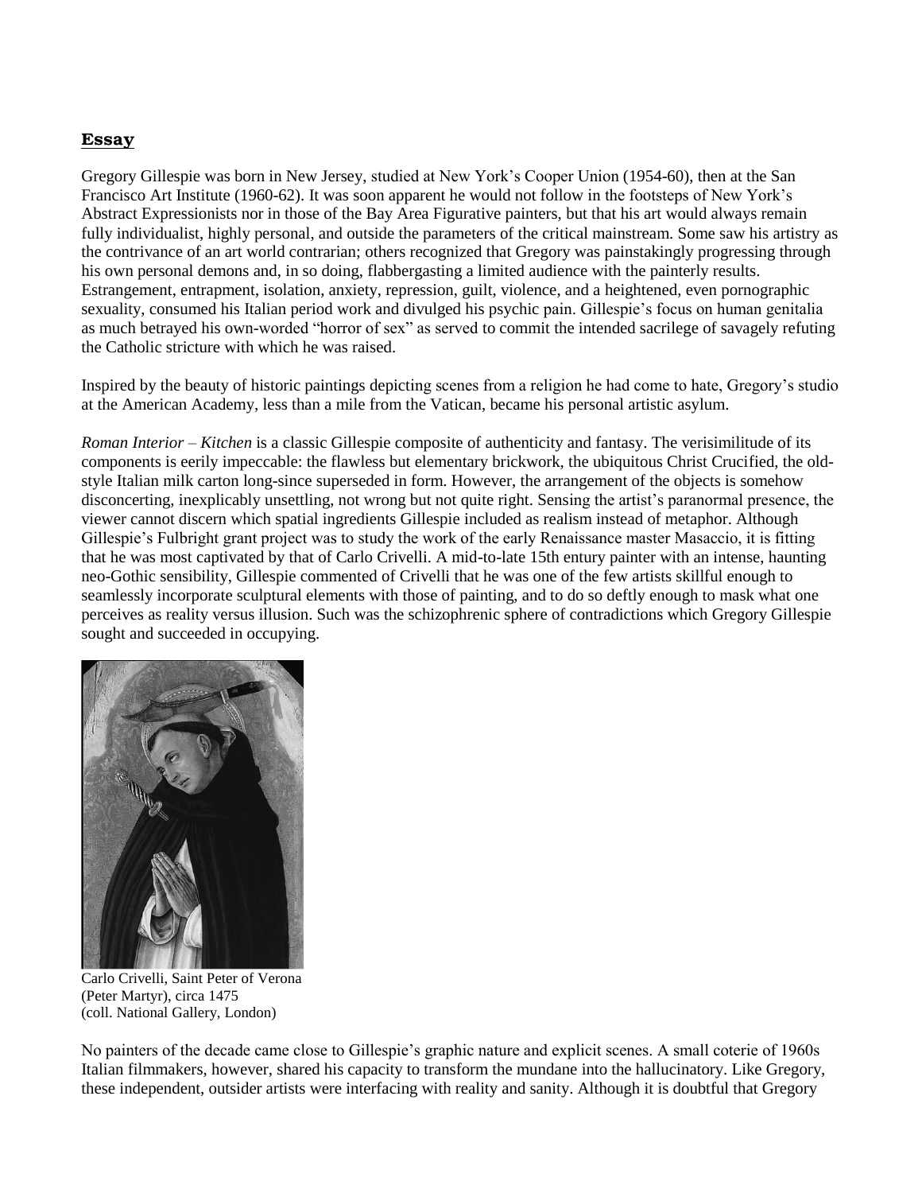## **Essay**

Gregory Gillespie was born in New Jersey, studied at New York's Cooper Union (1954-60), then at the San Francisco Art Institute (1960-62). It was soon apparent he would not follow in the footsteps of New York's Abstract Expressionists nor in those of the Bay Area Figurative painters, but that his art would always remain fully individualist, highly personal, and outside the parameters of the critical mainstream. Some saw his artistry as the contrivance of an art world contrarian; others recognized that Gregory was painstakingly progressing through his own personal demons and, in so doing, flabbergasting a limited audience with the painterly results. Estrangement, entrapment, isolation, anxiety, repression, guilt, violence, and a heightened, even pornographic sexuality, consumed his Italian period work and divulged his psychic pain. Gillespie's focus on human genitalia as much betrayed his own-worded "horror of sex" as served to commit the intended sacrilege of savagely refuting the Catholic stricture with which he was raised.

Inspired by the beauty of historic paintings depicting scenes from a religion he had come to hate, Gregory's studio at the American Academy, less than a mile from the Vatican, became his personal artistic asylum.

*Roman Interior – Kitchen* is a classic Gillespie composite of authenticity and fantasy. The verisimilitude of its components is eerily impeccable: the flawless but elementary brickwork, the ubiquitous Christ Crucified, the old-style Italian milk carton long-since superseded in form. However, the arrangement of the objects is somehow disconcerting, inexplicably unsettling, not wrong but not quite right. Sensing the artist's paranormal presence, the viewer cannot discern which spatial ingredients Gillespie included as realism instead of metaphor. Although Gillespie's Fulbright grant project was to study the work of the early Renaissance master Masaccio, it is fitting that he was most captivated by that of Carlo Crivelli. A mid-to-late 15th entury painter with an intense, haunting neo-Gothic sensibility, Gillespie commented of Crivelli that he was one of the few artists skillful enough to seamlessly incorporate sculptural elements with those of painting, and to do so deftly enough to mask what one perceives as reality versus illusion. Such was the schizophrenic sphere of contradictions which Gregory Gillespie sought and succeeded in occupying.

Carlo Crivelli, Saint Peter of Verona
(Peter Martyr), circa 1475
(coll. National Gallery, London)

No painters of the decade came close to Gillespie's graphic nature and explicit scenes. A small coterie of 1960s Italian filmmakers, however, shared his capacity to transform the mundane into the hallucinatory. Like Gregory, these independent, outsider artists were interfacing with reality and sanity. Although it is doubtful that Gregory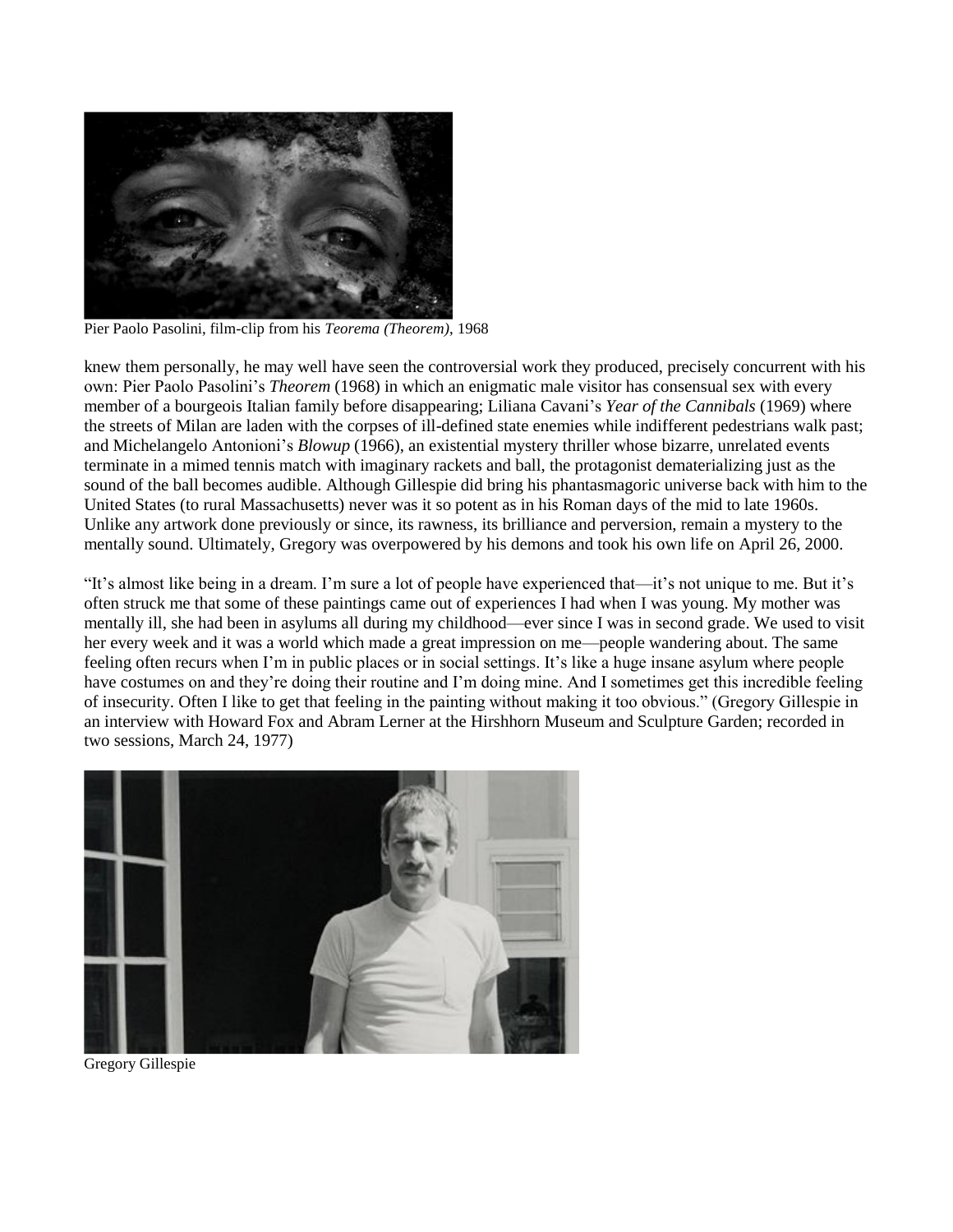Pier Paolo Pasolini, film-clip from his *Teorema (Theorem)*, 1968

knew them personally, he may well have seen the controversial work they produced, precisely concurrent with his own: Pier Paolo Pasolini's *Theorem* (1968) in which an enigmatic male visitor has consensual sex with every member of a bourgeois Italian family before disappearing; Liliana Cavani's *Year of the Cannibals* (1969) where the streets of Milan are laden with the corpses of ill-defined state enemies while indifferent pedestrians walk past; and Michelangelo Antonioni's *Blowup* (1966), an existential mystery thriller whose bizarre, unrelated events terminate in a mimed tennis match with imaginary rackets and ball, the protagonist dematerializing just as the sound of the ball becomes audible. Although Gillespie did bring his phantasmagoric universe back with him to the United States (to rural Massachusetts) never was it so potent as in his Roman days of the mid to late 1960s. Unlike any artwork done previously or since, its rawness, its brilliance and perversion, remain a mystery to the mentally sound. Ultimately, Gregory was overpowered by his demons and took his own life on April 26, 2000.

"It's almost like being in a dream. I'm sure a lot of people have experienced that—it's not unique to me. But it's often struck me that some of these paintings came out of experiences I had when I was young. My mother was mentally ill, she had been in asylums all during my childhood—ever since I was in second grade. We used to visit her every week and it was a world which made a great impression on me—people wandering about. The same feeling often recurs when I'm in public places or in social settings. It's like a huge insane asylum where people have costumes on and they're doing their routine and I'm doing mine. And I sometimes get this incredible feeling of insecurity. Often I like to get that feeling in the painting without making it too obvious." (Gregory Gillespie in an interview with Howard Fox and Abram Lerner at the Hirshhorn Museum and Sculpture Garden; recorded in two sessions, March 24, 1977)

Gregory Gillespie